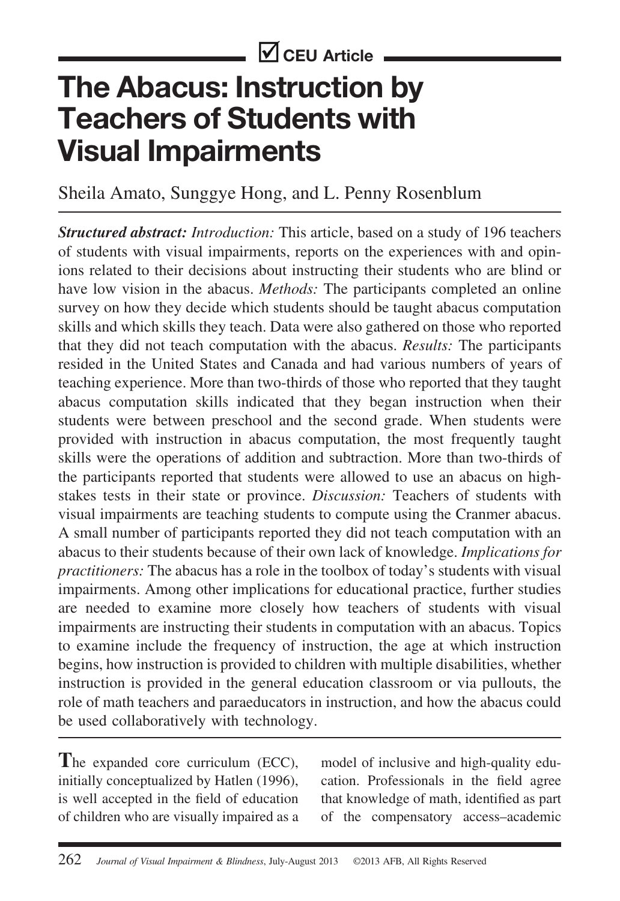☑ CEU Article

# The Abacus: Instruction by Teachers of Students with Visual Impairments

Sheila Amato, Sunggye Hong, and L. Penny Rosenblum

***Structured abstract:*** *Introduction:* This article, based on a study of 196 teachers of students with visual impairments, reports on the experiences with and opinions related to their decisions about instructing their students who are blind or have low vision in the abacus. *Methods:* The participants completed an online survey on how they decide which students should be taught abacus computation skills and which skills they teach. Data were also gathered on those who reported that they did not teach computation with the abacus. *Results:* The participants resided in the United States and Canada and had various numbers of years of teaching experience. More than two-thirds of those who reported that they taught abacus computation skills indicated that they began instruction when their students were between preschool and the second grade. When students were provided with instruction in abacus computation, the most frequently taught skills were the operations of addition and subtraction. More than two-thirds of the participants reported that students were allowed to use an abacus on high-stakes tests in their state or province. *Discussion:* Teachers of students with visual impairments are teaching students to compute using the Cranmer abacus. A small number of participants reported they did not teach computation with an abacus to their students because of their own lack of knowledge. *Implications for practitioners:* The abacus has a role in the toolbox of today's students with visual impairments. Among other implications for educational practice, further studies are needed to examine more closely how teachers of students with visual impairments are instructing their students in computation with an abacus. Topics to examine include the frequency of instruction, the age at which instruction begins, how instruction is provided to children with multiple disabilities, whether instruction is provided in the general education classroom or via pullouts, the role of math teachers and paraeducators in instruction, and how the abacus could be used collaboratively with technology.

The expanded core curriculum (ECC), initially conceptualized by Hatlen (1996), is well accepted in the field of education of children who are visually impaired as a model of inclusive and high-quality education. Professionals in the field agree that knowledge of math, identified as part of the compensatory access–academic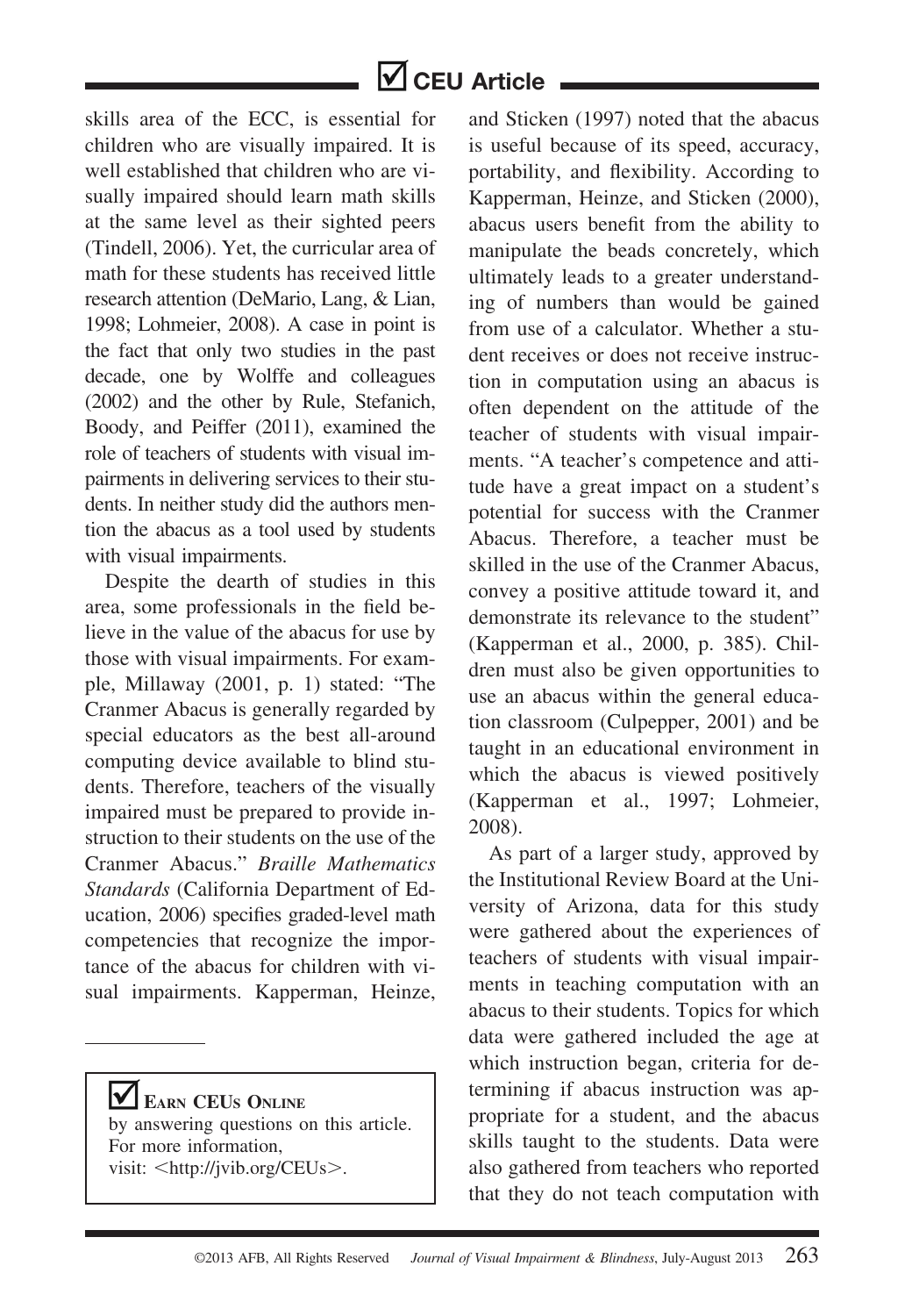skills area of the ECC, is essential for children who are visually impaired. It is well established that children who are visually impaired should learn math skills at the same level as their sighted peers (Tindell, 2006). Yet, the curricular area of math for these students has received little research attention (DeMario, Lang, & Lian, 1998; Lohmeier, 2008). A case in point is the fact that only two studies in the past decade, one by Wolffe and colleagues (2002) and the other by Rule, Stefanich, Boody, and Peiffer (2011), examined the role of teachers of students with visual impairments in delivering services to their students. In neither study did the authors mention the abacus as a tool used by students with visual impairments.

Despite the dearth of studies in this area, some professionals in the field believe in the value of the abacus for use by those with visual impairments. For example, Millaway (2001, p. 1) stated: "The Cranmer Abacus is generally regarded by special educators as the best all-around computing device available to blind students. Therefore, teachers of the visually impaired must be prepared to provide instruction to their students on the use of the Cranmer Abacus." *Braille Mathematics Standards* (California Department of Education, 2006) specifies graded-level math competencies that recognize the importance of the abacus for children with visual impairments. Kapperman, Heinze, and Sticken (1997) noted that the abacus is useful because of its speed, accuracy, portability, and flexibility. According to Kapperman, Heinze, and Sticken (2000), abacus users benefit from the ability to manipulate the beads concretely, which ultimately leads to a greater understanding of numbers than would be gained from use of a calculator. Whether a student receives or does not receive instruction in computation using an abacus is often dependent on the attitude of the teacher of students with visual impairments. "A teacher's competence and attitude have a great impact on a student's potential for success with the Cranmer Abacus. Therefore, a teacher must be skilled in the use of the Cranmer Abacus, convey a positive attitude toward it, and demonstrate its relevance to the student" (Kapperman et al., 2000, p. 385). Children must also be given opportunities to use an abacus within the general education classroom (Culpepper, 2001) and be taught in an educational environment in which the abacus is viewed positively (Kapperman et al., 1997; Lohmeier, 2008).

As part of a larger study, approved by the Institutional Review Board at the University of Arizona, data for this study were gathered about the experiences of teachers of students with visual impairments in teaching computation with an abacus to their students. Topics for which data were gathered included the age at which instruction began, criteria for determining if abacus instruction was appropriate for a student, and the abacus skills taught to the students. Data were also gathered from teachers who reported that they do not teach computation with

---

**EARN CEUs ONLINE**
by answering questions on this article.
For more information,
visit: <http://jvib.org/CEUs>.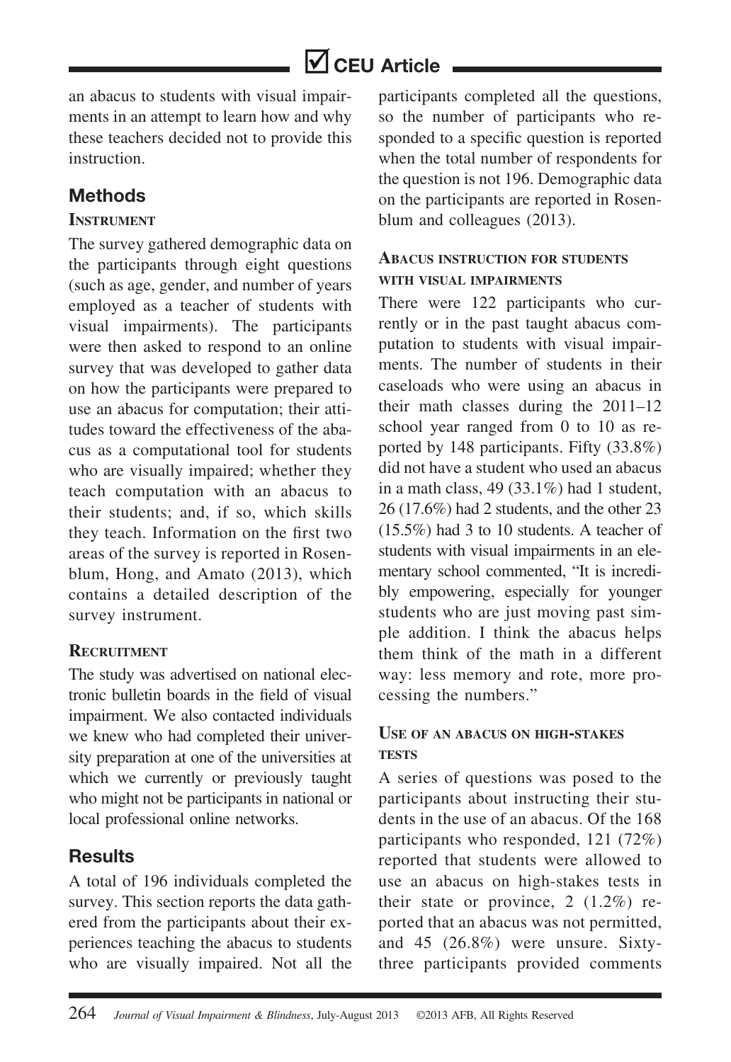an abacus to students with visual impairments in an attempt to learn how and why these teachers decided not to provide this instruction.

## Methods

### Instrument

The survey gathered demographic data on the participants through eight questions (such as age, gender, and number of years employed as a teacher of students with visual impairments). The participants were then asked to respond to an online survey that was developed to gather data on how the participants were prepared to use an abacus for computation; their attitudes toward the effectiveness of the abacus as a computational tool for students who are visually impaired; whether they teach computation with an abacus to their students; and, if so, which skills they teach. Information on the first two areas of the survey is reported in Rosenblum, Hong, and Amato (2013), which contains a detailed description of the survey instrument.

### Recruitment

The study was advertised on national electronic bulletin boards in the field of visual impairment. We also contacted individuals we knew who had completed their university preparation at one of the universities at which we currently or previously taught who might not be participants in national or local professional online networks.

## Results

A total of 196 individuals completed the survey. This section reports the data gathered from the participants about their experiences teaching the abacus to students who are visually impaired. Not all the participants completed all the questions, so the number of participants who responded to a specific question is reported when the total number of respondents for the question is not 196. Demographic data on the participants are reported in Rosenblum and colleagues (2013).

### Abacus instruction for students with visual impairments

There were 122 participants who currently or in the past taught abacus computation to students with visual impairments. The number of students in their caseloads who were using an abacus in their math classes during the 2011–12 school year ranged from 0 to 10 as reported by 148 participants. Fifty (33.8%) did not have a student who used an abacus in a math class, 49 (33.1%) had 1 student, 26 (17.6%) had 2 students, and the other 23 (15.5%) had 3 to 10 students. A teacher of students with visual impairments in an elementary school commented, "It is incredibly empowering, especially for younger students who are just moving past simple addition. I think the abacus helps them think of the math in a different way: less memory and rote, more processing the numbers."

### Use of an abacus on high-stakes tests

A series of questions was posed to the participants about instructing their students in the use of an abacus. Of the 168 participants who responded, 121 (72%) reported that students were allowed to use an abacus on high-stakes tests in their state or province, 2 (1.2%) reported that an abacus was not permitted, and 45 (26.8%) were unsure. Sixty-three participants provided comments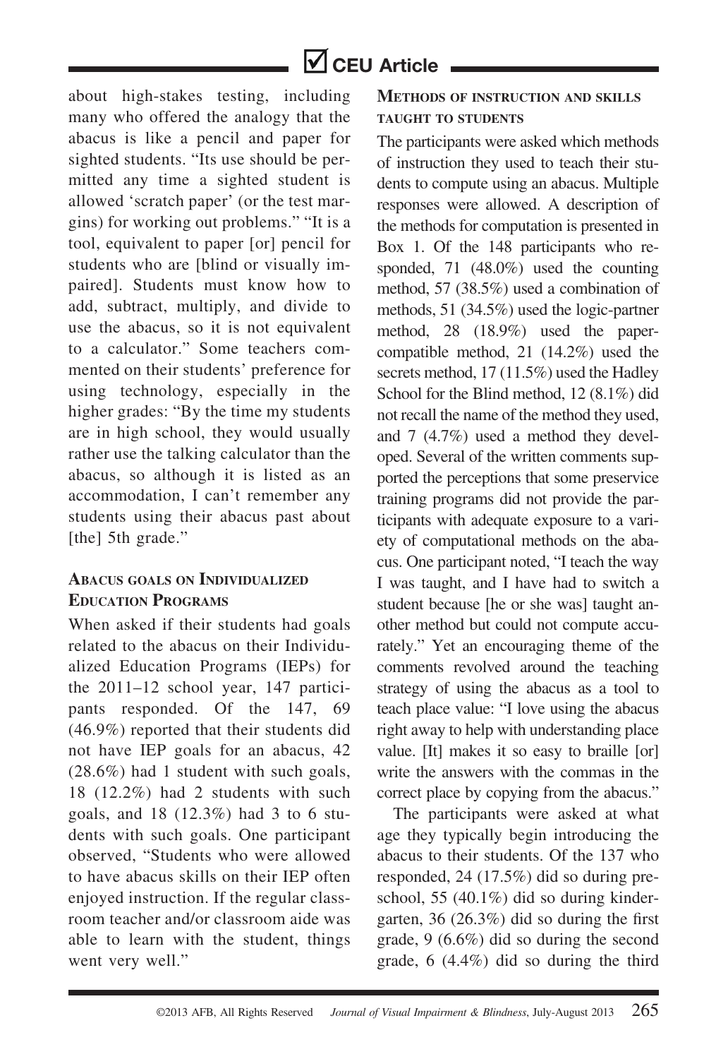about high-stakes testing, including many who offered the analogy that the abacus is like a pencil and paper for sighted students. "Its use should be permitted any time a sighted student is allowed 'scratch paper' (or the test margins) for working out problems." "It is a tool, equivalent to paper [or] pencil for students who are [blind or visually impaired]. Students must know how to add, subtract, multiply, and divide to use the abacus, so it is not equivalent to a calculator." Some teachers commented on their students' preference for using technology, especially in the higher grades: "By the time my students are in high school, they would usually rather use the talking calculator than the abacus, so although it is listed as an accommodation, I can't remember any students using their abacus past about [the] 5th grade."

### Abacus goals on Individualized Education Programs

When asked if their students had goals related to the abacus on their Individualized Education Programs (IEPs) for the 2011–12 school year, 147 participants responded. Of the 147, 69 (46.9%) reported that their students did not have IEP goals for an abacus, 42 (28.6%) had 1 student with such goals, 18 (12.2%) had 2 students with such goals, and 18 (12.3%) had 3 to 6 students with such goals. One participant observed, "Students who were allowed to have abacus skills on their IEP often enjoyed instruction. If the regular classroom teacher and/or classroom aide was able to learn with the student, things went very well."

### Methods of instruction and skills taught to students

The participants were asked which methods of instruction they used to teach their students to compute using an abacus. Multiple responses were allowed. A description of the methods for computation is presented in Box 1. Of the 148 participants who responded, 71 (48.0%) used the counting method, 57 (38.5%) used a combination of methods, 51 (34.5%) used the logic-partner method, 28 (18.9%) used the paper-compatible method, 21 (14.2%) used the secrets method, 17 (11.5%) used the Hadley School for the Blind method, 12 (8.1%) did not recall the name of the method they used, and 7 (4.7%) used a method they developed. Several of the written comments supported the perceptions that some preservice training programs did not provide the participants with adequate exposure to a variety of computational methods on the abacus. One participant noted, "I teach the way I was taught, and I have had to switch a student because [he or she was] taught another method but could not compute accurately." Yet an encouraging theme of the comments revolved around the teaching strategy of using the abacus as a tool to teach place value: "I love using the abacus right away to help with understanding place value. [It] makes it so easy to braille [or] write the answers with the commas in the correct place by copying from the abacus."

The participants were asked at what age they typically begin introducing the abacus to their students. Of the 137 who responded, 24 (17.5%) did so during preschool, 55 (40.1%) did so during kindergarten, 36 (26.3%) did so during the first grade, 9 (6.6%) did so during the second grade, 6 (4.4%) did so during the third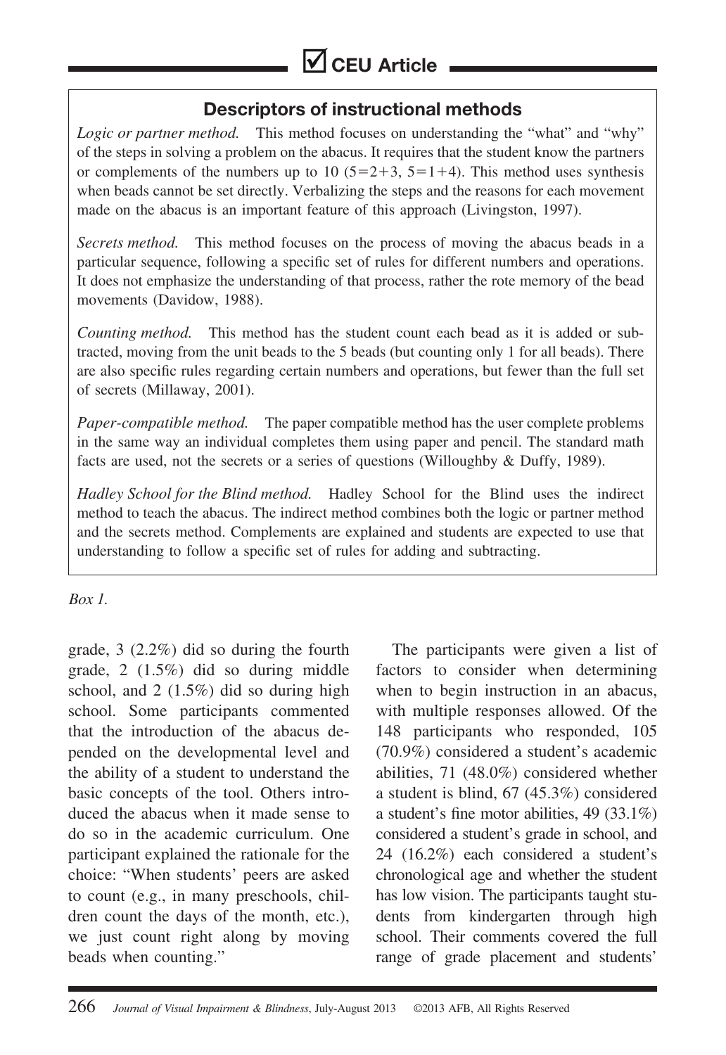## Descriptors of instructional methods

*Logic or partner method.* This method focuses on understanding the "what" and "why" of the steps in solving a problem on the abacus. It requires that the student know the partners or complements of the numbers up to 10 ($5=2+3$, $5=1+4$). This method uses synthesis when beads cannot be set directly. Verbalizing the steps and the reasons for each movement made on the abacus is an important feature of this approach (Livingston, 1997).

*Secrets method.* This method focuses on the process of moving the abacus beads in a particular sequence, following a specific set of rules for different numbers and operations. It does not emphasize the understanding of that process, rather the rote memory of the bead movements (Davidow, 1988).

*Counting method.* This method has the student count each bead as it is added or subtracted, moving from the unit beads to the 5 beads (but counting only 1 for all beads). There are also specific rules regarding certain numbers and operations, but fewer than the full set of secrets (Millaway, 2001).

*Paper-compatible method.* The paper compatible method has the user complete problems in the same way an individual completes them using paper and pencil. The standard math facts are used, not the secrets or a series of questions (Willoughby & Duffy, 1989).

*Hadley School for the Blind method.* Hadley School for the Blind uses the indirect method to teach the abacus. The indirect method combines both the logic or partner method and the secrets method. Complements are explained and students are expected to use that understanding to follow a specific set of rules for adding and subtracting.

*Box 1.*

grade, 3 (2.2%) did so during the fourth grade, 2 (1.5%) did so during middle school, and 2 (1.5%) did so during high school. Some participants commented that the introduction of the abacus depended on the developmental level and the ability of a student to understand the basic concepts of the tool. Others introduced the abacus when it made sense to do so in the academic curriculum. One participant explained the rationale for the choice: "When students' peers are asked to count (e.g., in many preschools, children count the days of the month, etc.), we just count right along by moving beads when counting."

The participants were given a list of factors to consider when determining when to begin instruction in an abacus, with multiple responses allowed. Of the 148 participants who responded, 105 (70.9%) considered a student's academic abilities, 71 (48.0%) considered whether a student is blind, 67 (45.3%) considered a student's fine motor abilities, 49 (33.1%) considered a student's grade in school, and 24 (16.2%) each considered a student's chronological age and whether the student has low vision. The participants taught students from kindergarten through high school. Their comments covered the full range of grade placement and students'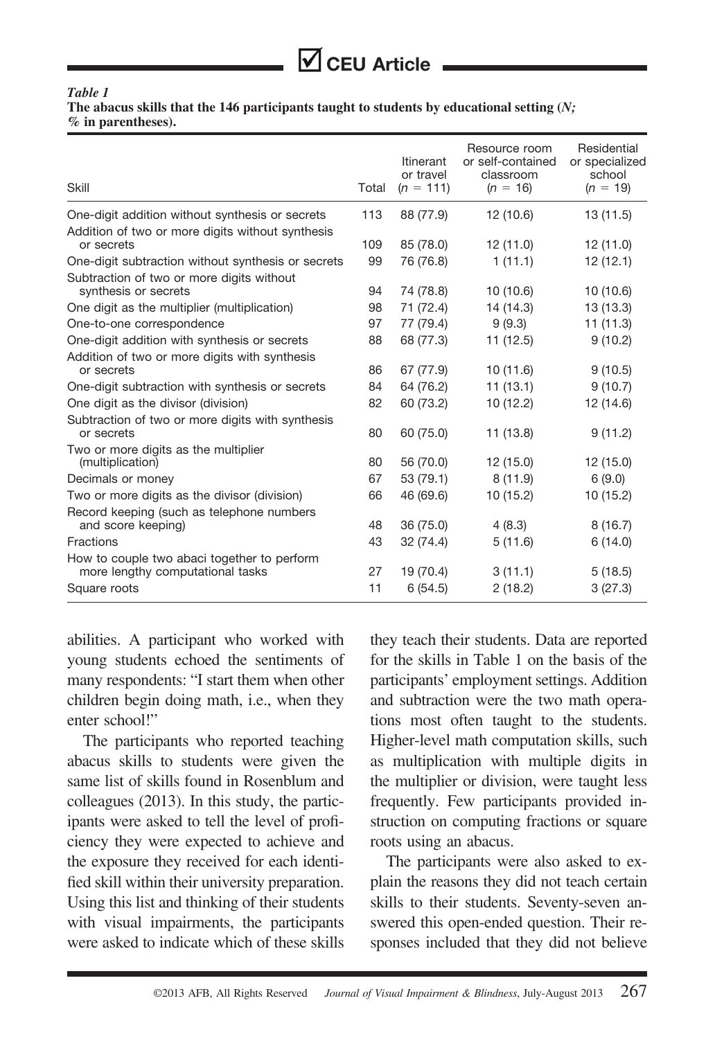*Table 1*
**The abacus skills that the 146 participants taught to students by educational setting (*N; %* in parentheses).**

| Skill | Total | Itinerant or travel ($n$ = 111) | Resource room or self-contained classroom ($n$ = 16) | Residential or specialized school ($n$ = 19) |
|---|---|---|---|---|
| One-digit addition without synthesis or secrets | 113 | 88 (77.9) | 12 (10.6) | 13 (11.5) |
| Addition of two or more digits without synthesis or secrets | 109 | 85 (78.0) | 12 (11.0) | 12 (11.0) |
| One-digit subtraction without synthesis or secrets | 99 | 76 (76.8) | 1 (11.1) | 12 (12.1) |
| Subtraction of two or more digits without synthesis or secrets | 94 | 74 (78.8) | 10 (10.6) | 10 (10.6) |
| One digit as the multiplier (multiplication) | 98 | 71 (72.4) | 14 (14.3) | 13 (13.3) |
| One-to-one correspondence | 97 | 77 (79.4) | 9 (9.3) | 11 (11.3) |
| One-digit addition with synthesis or secrets | 88 | 68 (77.3) | 11 (12.5) | 9 (10.2) |
| Addition of two or more digits with synthesis or secrets | 86 | 67 (77.9) | 10 (11.6) | 9 (10.5) |
| One-digit subtraction with synthesis or secrets | 84 | 64 (76.2) | 11 (13.1) | 9 (10.7) |
| One digit as the divisor (division) | 82 | 60 (73.2) | 10 (12.2) | 12 (14.6) |
| Subtraction of two or more digits with synthesis or secrets | 80 | 60 (75.0) | 11 (13.8) | 9 (11.2) |
| Two or more digits as the multiplier (multiplication) | 80 | 56 (70.0) | 12 (15.0) | 12 (15.0) |
| Decimals or money | 67 | 53 (79.1) | 8 (11.9) | 6 (9.0) |
| Two or more digits as the divisor (division) | 66 | 46 (69.6) | 10 (15.2) | 10 (15.2) |
| Record keeping (such as telephone numbers and score keeping) | 48 | 36 (75.0) | 4 (8.3) | 8 (16.7) |
| Fractions | 43 | 32 (74.4) | 5 (11.6) | 6 (14.0) |
| How to couple two abaci together to perform more lengthy computational tasks | 27 | 19 (70.4) | 3 (11.1) | 5 (18.5) |
| Square roots | 11 | 6 (54.5) | 2 (18.2) | 3 (27.3) |

abilities. A participant who worked with young students echoed the sentiments of many respondents: "I start them when other children begin doing math, i.e., when they enter school!"

The participants who reported teaching abacus skills to students were given the same list of skills found in Rosenblum and colleagues (2013). In this study, the participants were asked to tell the level of proficiency they were expected to achieve and the exposure they received for each identified skill within their university preparation. Using this list and thinking of their students with visual impairments, the participants were asked to indicate which of these skills they teach their students. Data are reported for the skills in Table 1 on the basis of the participants' employment settings. Addition and subtraction were the two math operations most often taught to the students. Higher-level math computation skills, such as multiplication with multiple digits in the multiplier or division, were taught less frequently. Few participants provided instruction on computing fractions or square roots using an abacus.

The participants were also asked to explain the reasons they did not teach certain skills to their students. Seventy-seven answered this open-ended question. Their responses included that they did not believe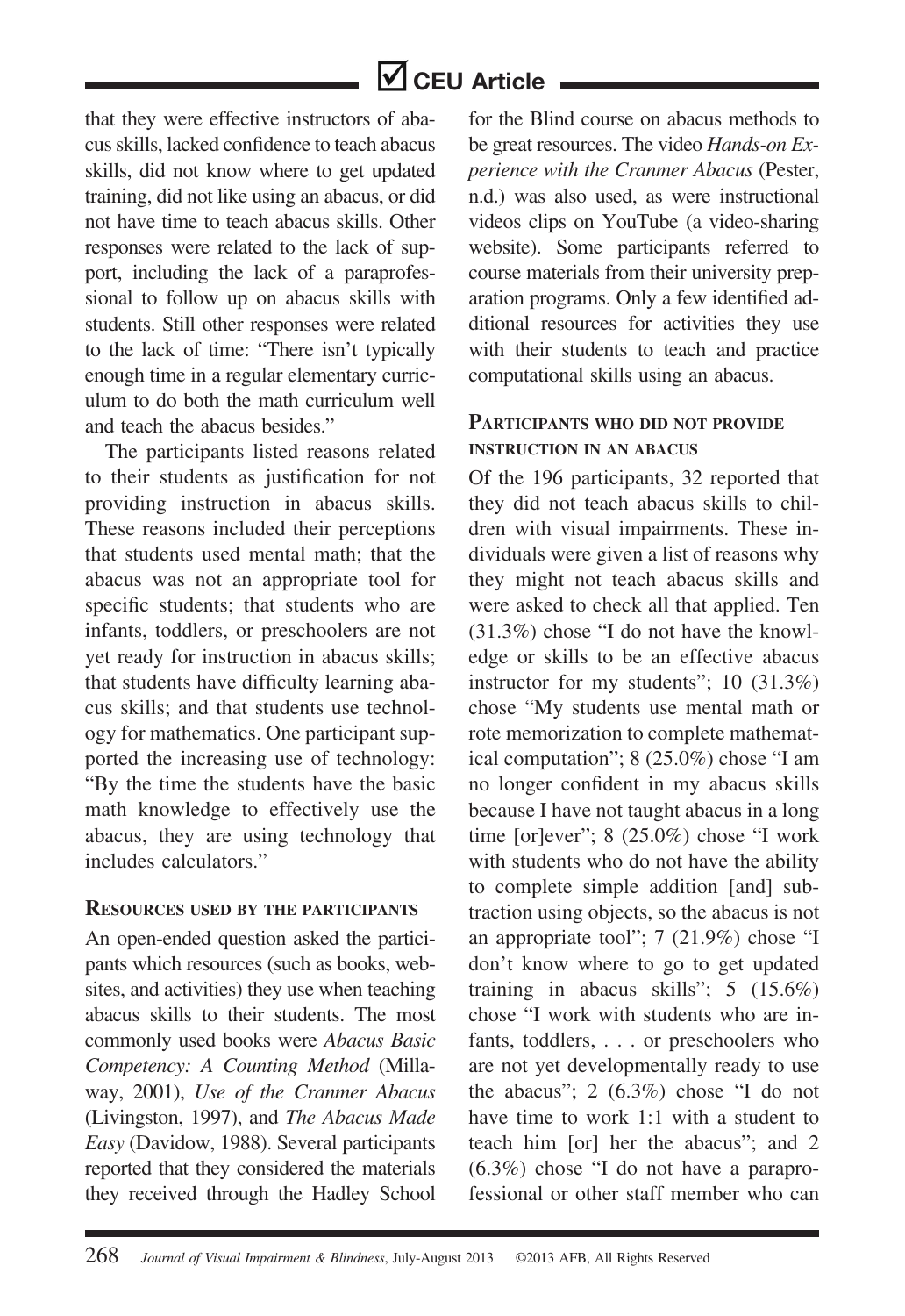that they were effective instructors of abacus skills, lacked confidence to teach abacus skills, did not know where to get updated training, did not like using an abacus, or did not have time to teach abacus skills. Other responses were related to the lack of support, including the lack of a paraprofessional to follow up on abacus skills with students. Still other responses were related to the lack of time: "There isn't typically enough time in a regular elementary curriculum to do both the math curriculum well and teach the abacus besides."

The participants listed reasons related to their students as justification for not providing instruction in abacus skills. These reasons included their perceptions that students used mental math; that the abacus was not an appropriate tool for specific students; that students who are infants, toddlers, or preschoolers are not yet ready for instruction in abacus skills; that students have difficulty learning abacus skills; and that students use technology for mathematics. One participant supported the increasing use of technology: "By the time the students have the basic math knowledge to effectively use the abacus, they are using technology that includes calculators."

### Resources used by the participants

An open-ended question asked the participants which resources (such as books, websites, and activities) they use when teaching abacus skills to their students. The most commonly used books were *Abacus Basic Competency: A Counting Method* (Millaway, 2001), *Use of the Cranmer Abacus* (Livingston, 1997), and *The Abacus Made Easy* (Davidow, 1988). Several participants reported that they considered the materials they received through the Hadley School for the Blind course on abacus methods to be great resources. The video *Hands-on Experience with the Cranmer Abacus* (Pester, n.d.) was also used, as were instructional videos clips on YouTube (a video-sharing website). Some participants referred to course materials from their university preparation programs. Only a few identified additional resources for activities they use with their students to teach and practice computational skills using an abacus.

### Participants who did not provide instruction in an abacus

Of the 196 participants, 32 reported that they did not teach abacus skills to children with visual impairments. These individuals were given a list of reasons why they might not teach abacus skills and were asked to check all that applied. Ten (31.3%) chose "I do not have the knowledge or skills to be an effective abacus instructor for my students"; 10 (31.3%) chose "My students use mental math or rote memorization to complete mathematical computation"; 8 (25.0%) chose "I am no longer confident in my abacus skills because I have not taught abacus in a long time [or]ever"; 8 (25.0%) chose "I work with students who do not have the ability to complete simple addition [and] subtraction using objects, so the abacus is not an appropriate tool"; 7 (21.9%) chose "I don't know where to go to get updated training in abacus skills"; 5 (15.6%) chose "I work with students who are infants, toddlers, . . . or preschoolers who are not yet developmentally ready to use the abacus"; 2 (6.3%) chose "I do not have time to work 1:1 with a student to teach him [or] her the abacus"; and 2 (6.3%) chose "I do not have a paraprofessional or other staff member who can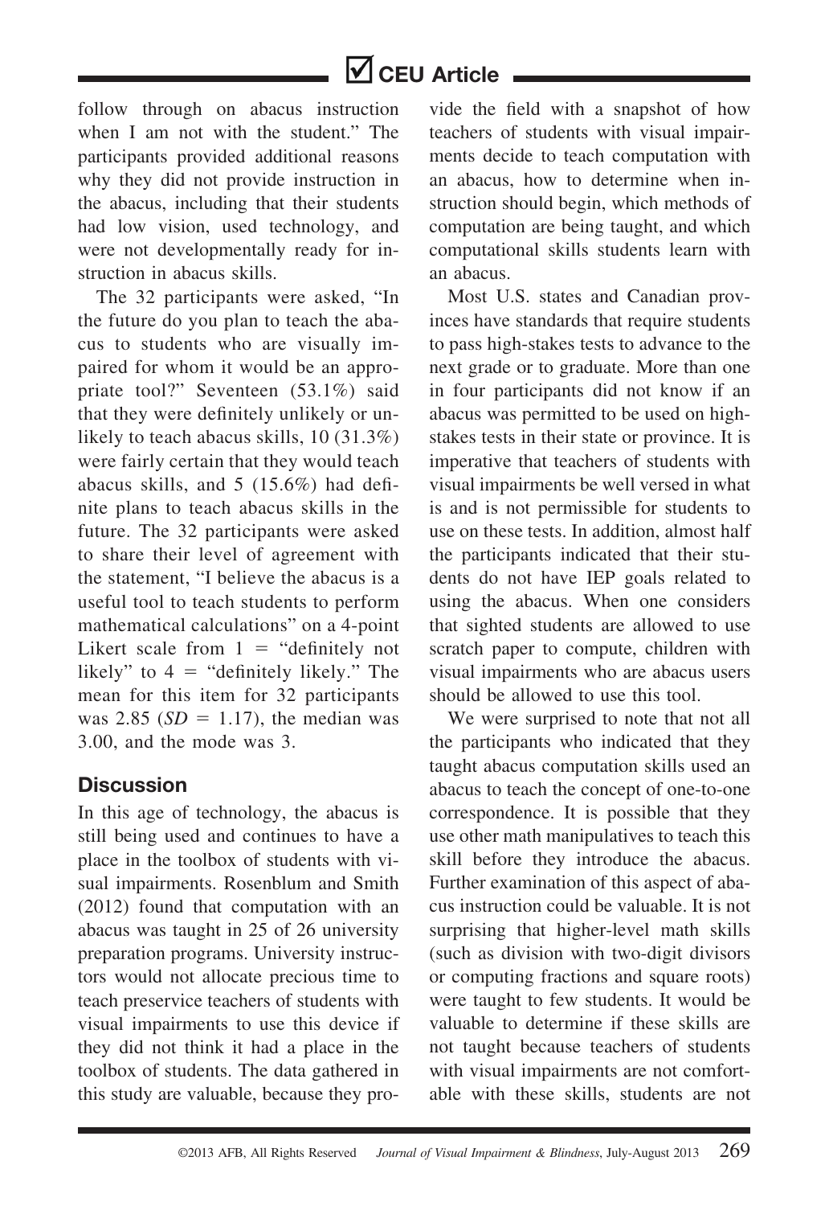follow through on abacus instruction when I am not with the student." The participants provided additional reasons why they did not provide instruction in the abacus, including that their students had low vision, used technology, and were not developmentally ready for instruction in abacus skills.

The 32 participants were asked, "In the future do you plan to teach the abacus to students who are visually impaired for whom it would be an appropriate tool?" Seventeen (53.1%) said that they were definitely unlikely or unlikely to teach abacus skills, 10 (31.3%) were fairly certain that they would teach abacus skills, and 5 (15.6%) had definite plans to teach abacus skills in the future. The 32 participants were asked to share their level of agreement with the statement, "I believe the abacus is a useful tool to teach students to perform mathematical calculations" on a 4-point Likert scale from 1 = "definitely not likely" to 4 = "definitely likely." The mean for this item for 32 participants was 2.85 (*SD* = 1.17), the median was 3.00, and the mode was 3.

## Discussion

In this age of technology, the abacus is still being used and continues to have a place in the toolbox of students with visual impairments. Rosenblum and Smith (2012) found that computation with an abacus was taught in 25 of 26 university preparation programs. University instructors would not allocate precious time to teach preservice teachers of students with visual impairments to use this device if they did not think it had a place in the toolbox of students. The data gathered in this study are valuable, because they provide the field with a snapshot of how teachers of students with visual impairments decide to teach computation with an abacus, how to determine when instruction should begin, which methods of computation are being taught, and which computational skills students learn with an abacus.

Most U.S. states and Canadian provinces have standards that require students to pass high-stakes tests to advance to the next grade or to graduate. More than one in four participants did not know if an abacus was permitted to be used on high-stakes tests in their state or province. It is imperative that teachers of students with visual impairments be well versed in what is and is not permissible for students to use on these tests. In addition, almost half the participants indicated that their students do not have IEP goals related to using the abacus. When one considers that sighted students are allowed to use scratch paper to compute, children with visual impairments who are abacus users should be allowed to use this tool.

We were surprised to note that not all the participants who indicated that they taught abacus computation skills used an abacus to teach the concept of one-to-one correspondence. It is possible that they use other math manipulatives to teach this skill before they introduce the abacus. Further examination of this aspect of abacus instruction could be valuable. It is not surprising that higher-level math skills (such as division with two-digit divisors or computing fractions and square roots) were taught to few students. It would be valuable to determine if these skills are not taught because teachers of students with visual impairments are not comfortable with these skills, students are not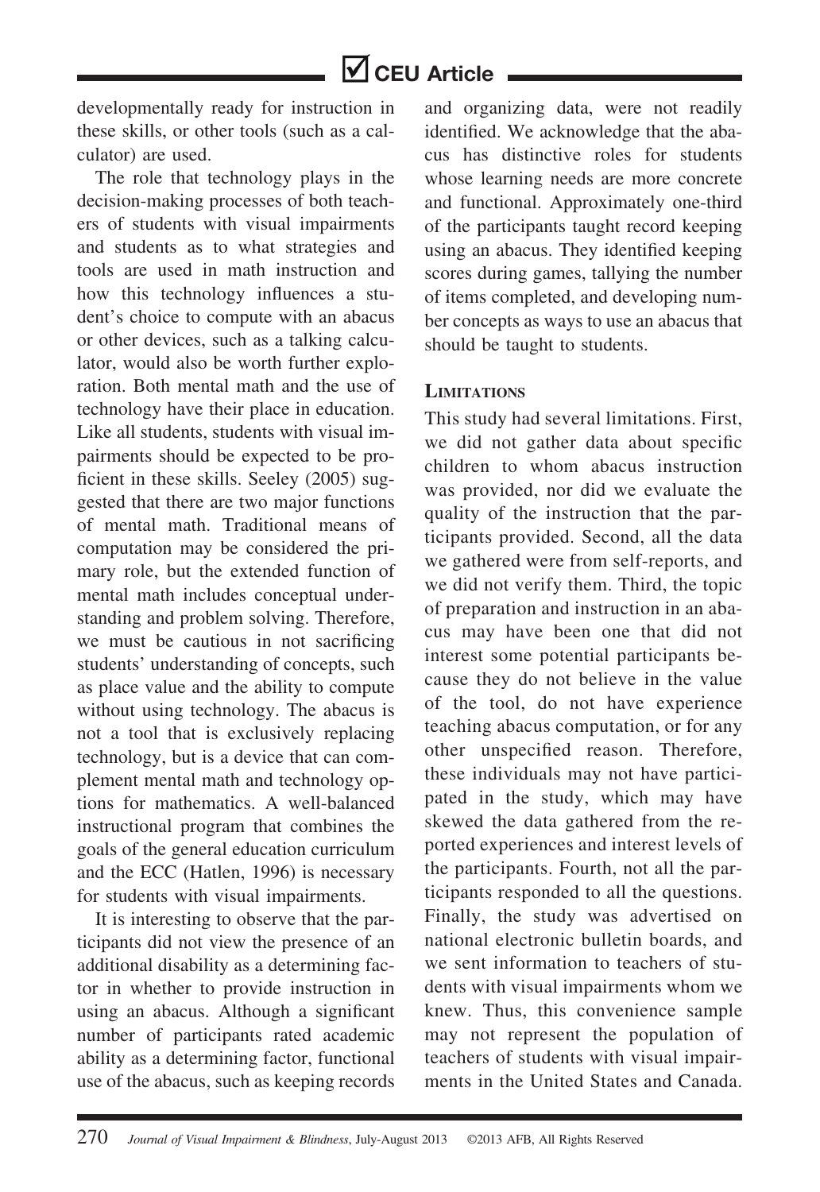developmentally ready for instruction in these skills, or other tools (such as a calculator) are used.

The role that technology plays in the decision-making processes of both teachers of students with visual impairments and students as to what strategies and tools are used in math instruction and how this technology influences a student's choice to compute with an abacus or other devices, such as a talking calculator, would also be worth further exploration. Both mental math and the use of technology have their place in education. Like all students, students with visual impairments should be expected to be proficient in these skills. Seeley (2005) suggested that there are two major functions of mental math. Traditional means of computation may be considered the primary role, but the extended function of mental math includes conceptual understanding and problem solving. Therefore, we must be cautious in not sacrificing students' understanding of concepts, such as place value and the ability to compute without using technology. The abacus is not a tool that is exclusively replacing technology, but is a device that can complement mental math and technology options for mathematics. A well-balanced instructional program that combines the goals of the general education curriculum and the ECC (Hatlen, 1996) is necessary for students with visual impairments.

It is interesting to observe that the participants did not view the presence of an additional disability as a determining factor in whether to provide instruction in using an abacus. Although a significant number of participants rated academic ability as a determining factor, functional use of the abacus, such as keeping records and organizing data, were not readily identified. We acknowledge that the abacus has distinctive roles for students whose learning needs are more concrete and functional. Approximately one-third of the participants taught record keeping using an abacus. They identified keeping scores during games, tallying the number of items completed, and developing number concepts as ways to use an abacus that should be taught to students.

## Limitations

This study had several limitations. First, we did not gather data about specific children to whom abacus instruction was provided, nor did we evaluate the quality of the instruction that the participants provided. Second, all the data we gathered were from self-reports, and we did not verify them. Third, the topic of preparation and instruction in an abacus may have been one that did not interest some potential participants because they do not believe in the value of the tool, do not have experience teaching abacus computation, or for any other unspecified reason. Therefore, these individuals may not have participated in the study, which may have skewed the data gathered from the reported experiences and interest levels of the participants. Fourth, not all the participants responded to all the questions. Finally, the study was advertised on national electronic bulletin boards, and we sent information to teachers of students with visual impairments whom we knew. Thus, this convenience sample may not represent the population of teachers of students with visual impairments in the United States and Canada.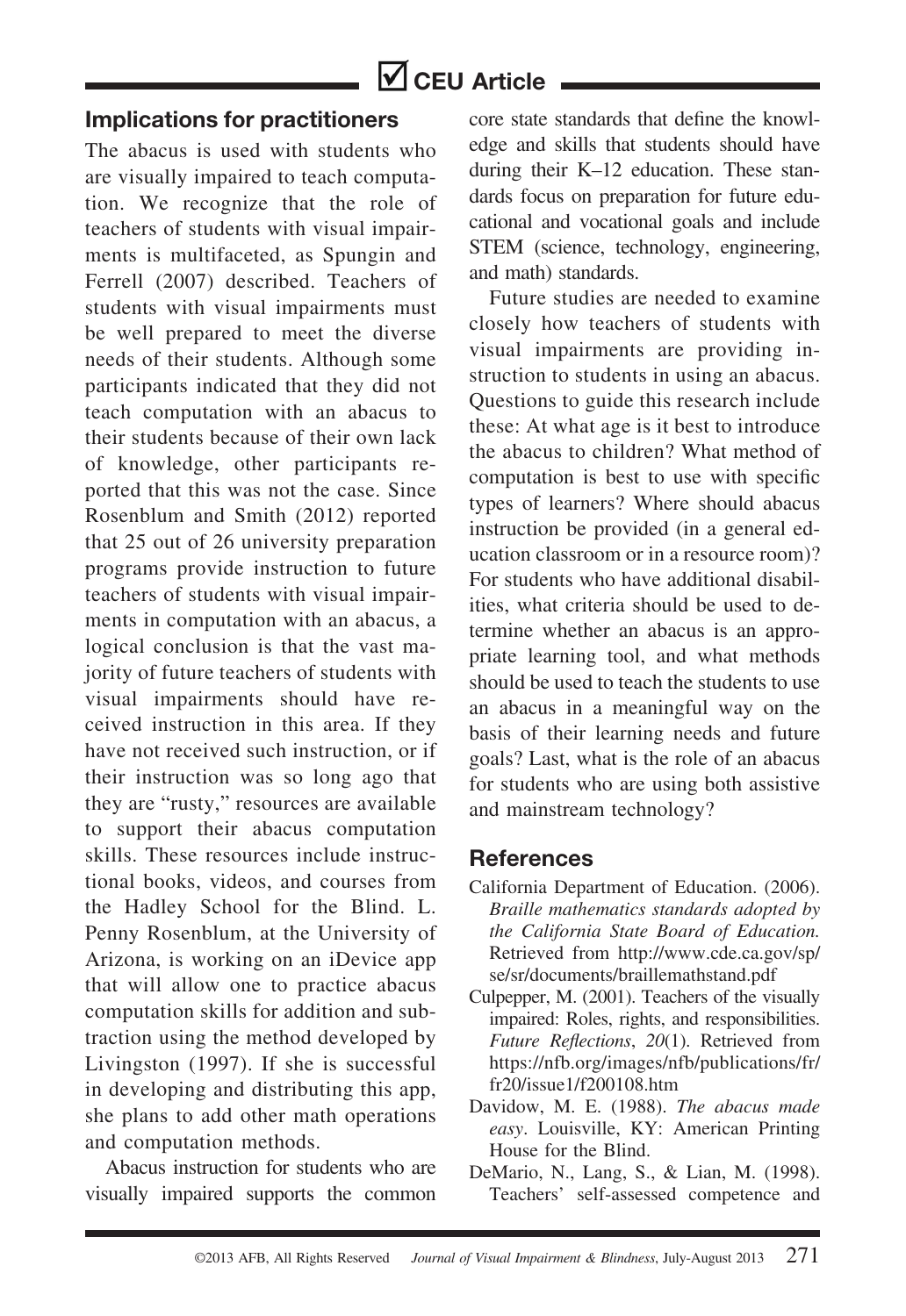## Implications for practitioners

The abacus is used with students who are visually impaired to teach computation. We recognize that the role of teachers of students with visual impairments is multifaceted, as Spungin and Ferrell (2007) described. Teachers of students with visual impairments must be well prepared to meet the diverse needs of their students. Although some participants indicated that they did not teach computation with an abacus to their students because of their own lack of knowledge, other participants reported that this was not the case. Since Rosenblum and Smith (2012) reported that 25 out of 26 university preparation programs provide instruction to future teachers of students with visual impairments in computation with an abacus, a logical conclusion is that the vast majority of future teachers of students with visual impairments should have received instruction in this area. If they have not received such instruction, or if their instruction was so long ago that they are "rusty," resources are available to support their abacus computation skills. These resources include instructional books, videos, and courses from the Hadley School for the Blind. L. Penny Rosenblum, at the University of Arizona, is working on an iDevice app that will allow one to practice abacus computation skills for addition and subtraction using the method developed by Livingston (1997). If she is successful in developing and distributing this app, she plans to add other math operations and computation methods.

Abacus instruction for students who are visually impaired supports the common core state standards that define the knowledge and skills that students should have during their K–12 education. These standards focus on preparation for future educational and vocational goals and include STEM (science, technology, engineering, and math) standards.

Future studies are needed to examine closely how teachers of students with visual impairments are providing instruction to students in using an abacus. Questions to guide this research include these: At what age is it best to introduce the abacus to children? What method of computation is best to use with specific types of learners? Where should abacus instruction be provided (in a general education classroom or in a resource room)? For students who have additional disabilities, what criteria should be used to determine whether an abacus is an appropriate learning tool, and what methods should be used to teach the students to use an abacus in a meaningful way on the basis of their learning needs and future goals? Last, what is the role of an abacus for students who are using both assistive and mainstream technology?

## References

California Department of Education. (2006). *Braille mathematics standards adopted by the California State Board of Education.* Retrieved from http://www.cde.ca.gov/sp/se/sr/documents/braillemathstand.pdf

Culpepper, M. (2001). Teachers of the visually impaired: Roles, rights, and responsibilities. *Future Reflections*, *20*(1). Retrieved from https://nfb.org/images/nfb/publications/fr/fr20/issue1/f200108.htm

Davidow, M. E. (1988). *The abacus made easy*. Louisville, KY: American Printing House for the Blind.

DeMario, N., Lang, S., & Lian, M. (1998). Teachers' self-assessed competence and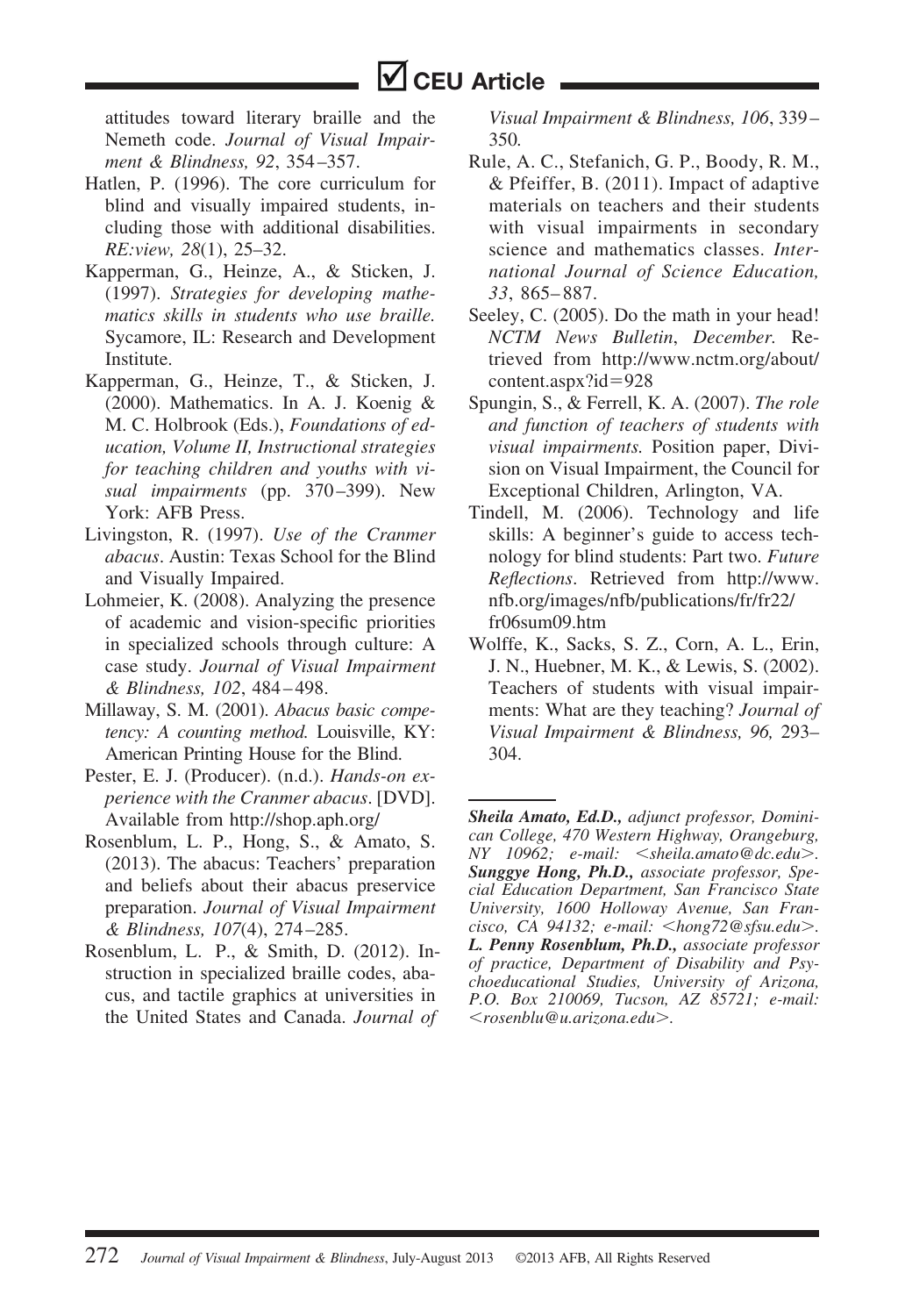attitudes toward literary braille and the Nemeth code. *Journal of Visual Impairment & Blindness, 92*, 354–357.

Hatlen, P. (1996). The core curriculum for blind and visually impaired students, including those with additional disabilities. *RE:view, 28*(1), 25–32.

Kapperman, G., Heinze, A., & Sticken, J. (1997). *Strategies for developing mathematics skills in students who use braille.* Sycamore, IL: Research and Development Institute.

Kapperman, G., Heinze, T., & Sticken, J. (2000). Mathematics. In A. J. Koenig & M. C. Holbrook (Eds.), *Foundations of education, Volume II, Instructional strategies for teaching children and youths with visual impairments* (pp. 370–399). New York: AFB Press.

Livingston, R. (1997). *Use of the Cranmer abacus*. Austin: Texas School for the Blind and Visually Impaired.

Lohmeier, K. (2008). Analyzing the presence of academic and vision-specific priorities in specialized schools through culture: A case study. *Journal of Visual Impairment & Blindness, 102*, 484–498.

Millaway, S. M. (2001). *Abacus basic competency: A counting method.* Louisville, KY: American Printing House for the Blind.

Pester, E. J. (Producer). (n.d.). *Hands-on experience with the Cranmer abacus*. [DVD]. Available from http://shop.aph.org/

Rosenblum, L. P., Hong, S., & Amato, S. (2013). The abacus: Teachers' preparation and beliefs about their abacus preservice preparation. *Journal of Visual Impairment & Blindness, 107*(4), 274–285.

Rosenblum, L. P., & Smith, D. (2012). Instruction in specialized braille codes, abacus, and tactile graphics at universities in the United States and Canada. *Journal of Visual Impairment & Blindness, 106*, 339–350.

Rule, A. C., Stefanich, G. P., Boody, R. M., & Pfeiffer, B. (2011). Impact of adaptive materials on teachers and their students with visual impairments in secondary science and mathematics classes. *International Journal of Science Education, 33*, 865–887.

Seeley, C. (2005). Do the math in your head! *NCTM News Bulletin*, *December.* Retrieved from http://www.nctm.org/about/content.aspx?id=928

Spungin, S., & Ferrell, K. A. (2007). *The role and function of teachers of students with visual impairments.* Position paper, Division on Visual Impairment, the Council for Exceptional Children, Arlington, VA.

Tindell, M. (2006). Technology and life skills: A beginner's guide to access technology for blind students: Part two. *Future Reflections*. Retrieved from http://www.nfb.org/images/nfb/publications/fr/fr22/fr06sum09.htm

Wolffe, K., Sacks, S. Z., Corn, A. L., Erin, J. N., Huebner, M. K., & Lewis, S. (2002). Teachers of students with visual impairments: What are they teaching? *Journal of Visual Impairment & Blindness, 96,* 293–304.

---

***Sheila Amato, Ed.D.,*** *adjunct professor, Dominican College, 470 Western Highway, Orangeburg, NY 10962; e-mail: <sheila.amato@dc.edu>.* ***Sunggye Hong, Ph.D.,*** *associate professor, Special Education Department, San Francisco State University, 1600 Holloway Avenue, San Francisco, CA 94132; e-mail: <hong72@sfsu.edu>.* ***L. Penny Rosenblum, Ph.D.,*** *associate professor of practice, Department of Disability and Psychoeducational Studies, University of Arizona, P.O. Box 210069, Tucson, AZ 85721; e-mail: <rosenblu@u.arizona.edu>.*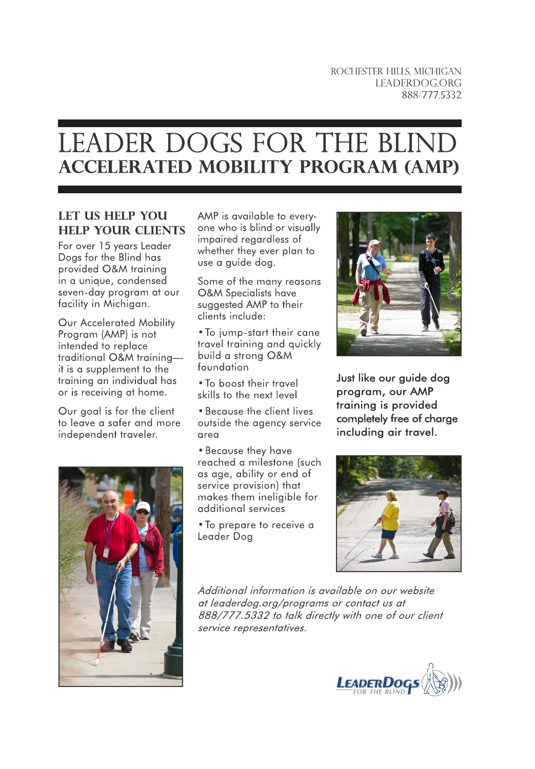ROCHESTER HILLS, MICHIGAN
LEADERDOG.ORG
888/777.5332

# LEADER DOGS FOR THE BLIND
## ACCELERATED MOBILITY PROGRAM (AMP)

### LET US HELP YOU HELP YOUR CLIENTS

For over 15 years Leader Dogs for the Blind has provided O&M training in a unique, condensed seven-day program at our facility in Michigan.

Our Accelerated Mobility Program (AMP) is not intended to replace traditional O&M training—it is a supplement to the training an individual has or is receiving at home.

Our goal is for the client to leave a safer and more independent traveler.

AMP is available to everyone who is blind or visually impaired regardless of whether they ever plan to use a guide dog.

Some of the many reasons O&M Specialists have suggested AMP to their clients include:

- To jump-start their cane travel training and quickly build a strong O&M foundation
- To boost their travel skills to the next level
- Because the client lives outside the agency service area
- Because they have reached a milestone (such as age, ability or end of service provision) that makes them ineligible for additional services
- To prepare to receive a Leader Dog

**Just like our guide dog program, our AMP training is provided completely free of charge including air travel.**

*Additional information is available on our website at leaderdog.org/programs or contact us at 888/777.5332 to talk directly with one of our client service representatives.*

LEADERDOGS FOR THE BLIND